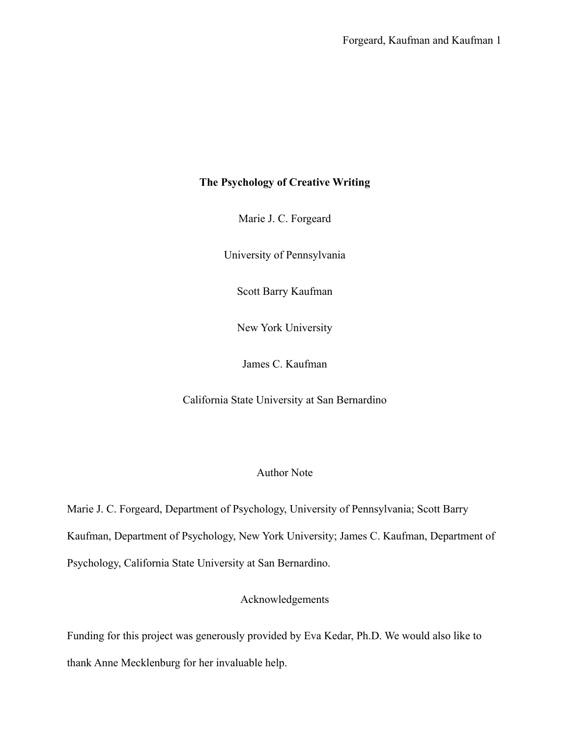# The Psychology of Creative Writing

Marie J. C. Forgeard

University of Pennsylvania

Scott Barry Kaufman

New York University

James C. Kaufman

California State University at San Bernardino

## Author Note

Marie J. C. Forgeard, Department of Psychology, University of Pennsylvania; Scott Barry Kaufman, Department of Psychology, New York University; James C. Kaufman, Department of Psychology, California State University at San Bernardino.

## Acknowledgements

Funding for this project was generously provided by Eva Kedar, Ph.D. We would also like to thank Anne Mecklenburg for her invaluable help.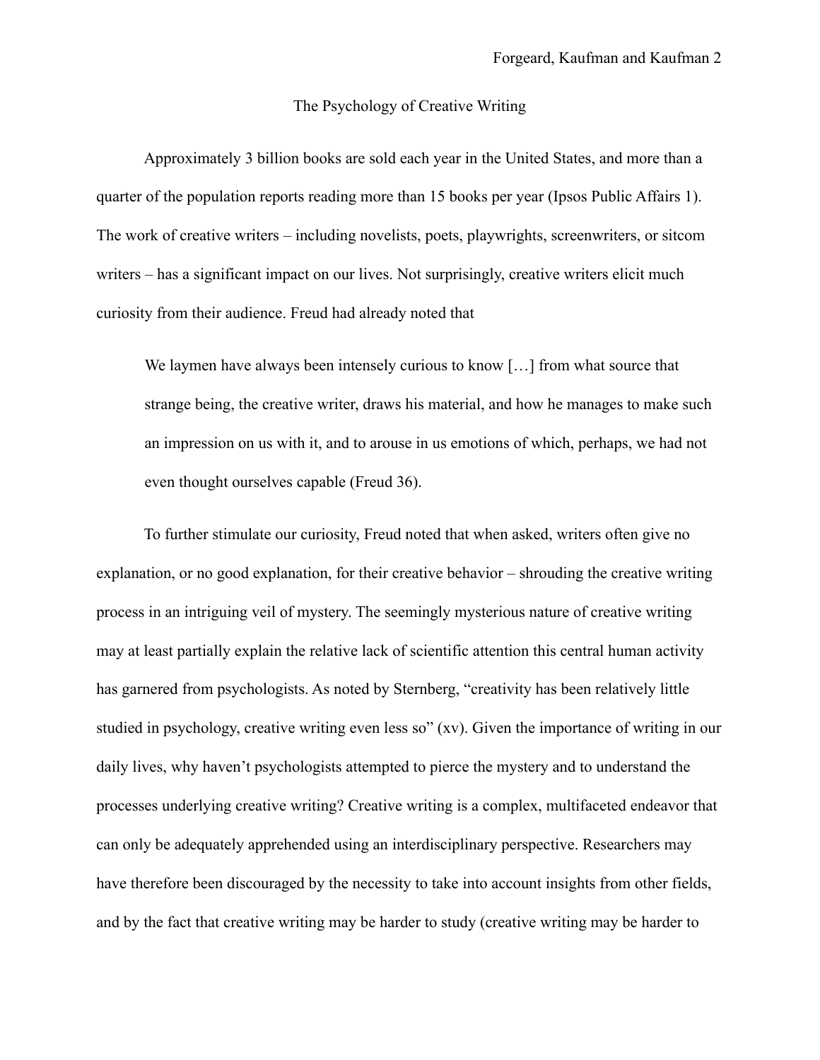# The Psychology of Creative Writing

Approximately 3 billion books are sold each year in the United States, and more than a quarter of the population reports reading more than 15 books per year (Ipsos Public Affairs 1). The work of creative writers – including novelists, poets, playwrights, screenwriters, or sitcom writers – has a significant impact on our lives. Not surprisingly, creative writers elicit much curiosity from their audience. Freud had already noted that

> We laymen have always been intensely curious to know […] from what source that strange being, the creative writer, draws his material, and how he manages to make such an impression on us with it, and to arouse in us emotions of which, perhaps, we had not even thought ourselves capable (Freud 36).

To further stimulate our curiosity, Freud noted that when asked, writers often give no explanation, or no good explanation, for their creative behavior – shrouding the creative writing process in an intriguing veil of mystery. The seemingly mysterious nature of creative writing may at least partially explain the relative lack of scientific attention this central human activity has garnered from psychologists. As noted by Sternberg, "creativity has been relatively little studied in psychology, creative writing even less so" (xv). Given the importance of writing in our daily lives, why haven't psychologists attempted to pierce the mystery and to understand the processes underlying creative writing? Creative writing is a complex, multifaceted endeavor that can only be adequately apprehended using an interdisciplinary perspective. Researchers may have therefore been discouraged by the necessity to take into account insights from other fields, and by the fact that creative writing may be harder to study (creative writing may be harder to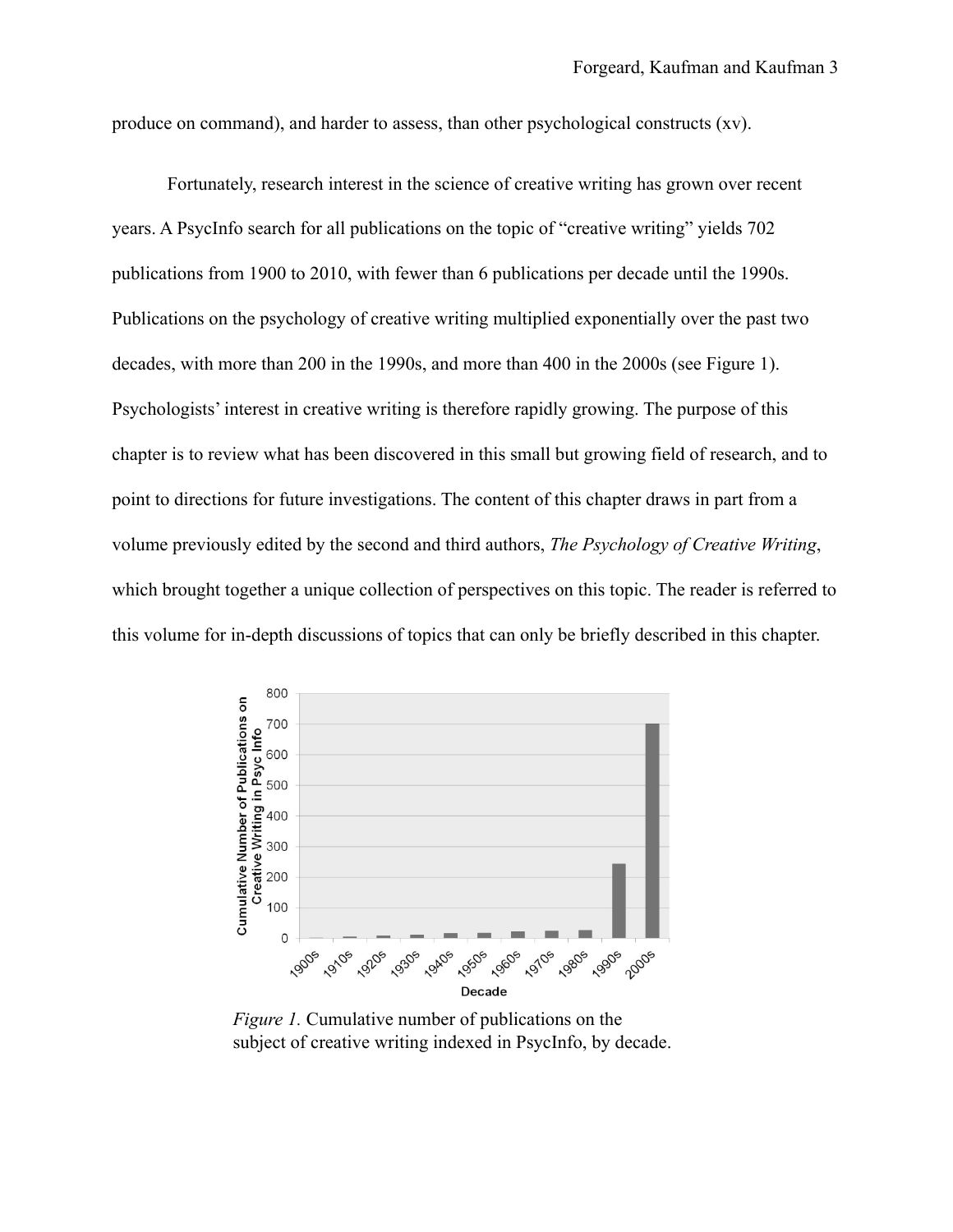produce on command), and harder to assess, than other psychological constructs (xv).

Fortunately, research interest in the science of creative writing has grown over recent years. A PsycInfo search for all publications on the topic of "creative writing" yields 702 publications from 1900 to 2010, with fewer than 6 publications per decade until the 1990s. Publications on the psychology of creative writing multiplied exponentially over the past two decades, with more than 200 in the 1990s, and more than 400 in the 2000s (see Figure 1). Psychologists' interest in creative writing is therefore rapidly growing. The purpose of this chapter is to review what has been discovered in this small but growing field of research, and to point to directions for future investigations. The content of this chapter draws in part from a volume previously edited by the second and third authors, *The Psychology of Creative Writing*, which brought together a unique collection of perspectives on this topic. The reader is referred to this volume for in-depth discussions of topics that can only be briefly described in this chapter.

*Figure 1.* Cumulative number of publications on the subject of creative writing indexed in PsycInfo, by decade.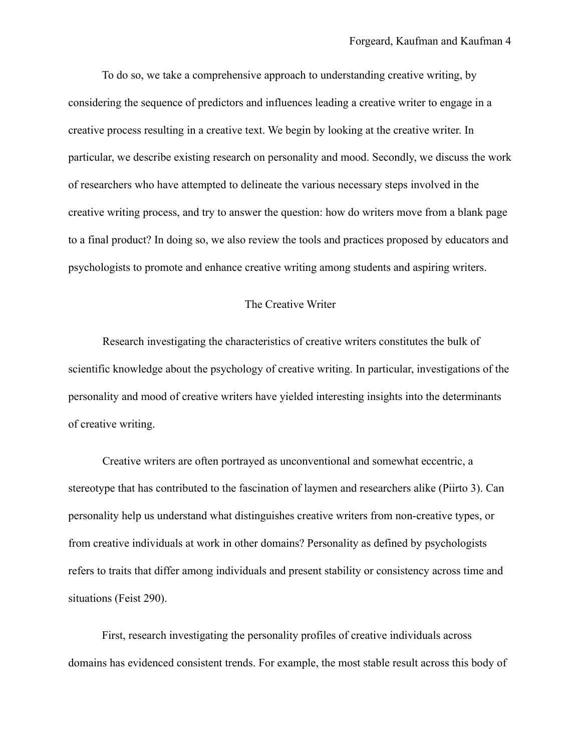To do so, we take a comprehensive approach to understanding creative writing, by considering the sequence of predictors and influences leading a creative writer to engage in a creative process resulting in a creative text. We begin by looking at the creative writer. In particular, we describe existing research on personality and mood. Secondly, we discuss the work of researchers who have attempted to delineate the various necessary steps involved in the creative writing process, and try to answer the question: how do writers move from a blank page to a final product? In doing so, we also review the tools and practices proposed by educators and psychologists to promote and enhance creative writing among students and aspiring writers.

## The Creative Writer

Research investigating the characteristics of creative writers constitutes the bulk of scientific knowledge about the psychology of creative writing. In particular, investigations of the personality and mood of creative writers have yielded interesting insights into the determinants of creative writing.

Creative writers are often portrayed as unconventional and somewhat eccentric, a stereotype that has contributed to the fascination of laymen and researchers alike (Piirto 3). Can personality help us understand what distinguishes creative writers from non-creative types, or from creative individuals at work in other domains? Personality as defined by psychologists refers to traits that differ among individuals and present stability or consistency across time and situations (Feist 290).

First, research investigating the personality profiles of creative individuals across domains has evidenced consistent trends. For example, the most stable result across this body of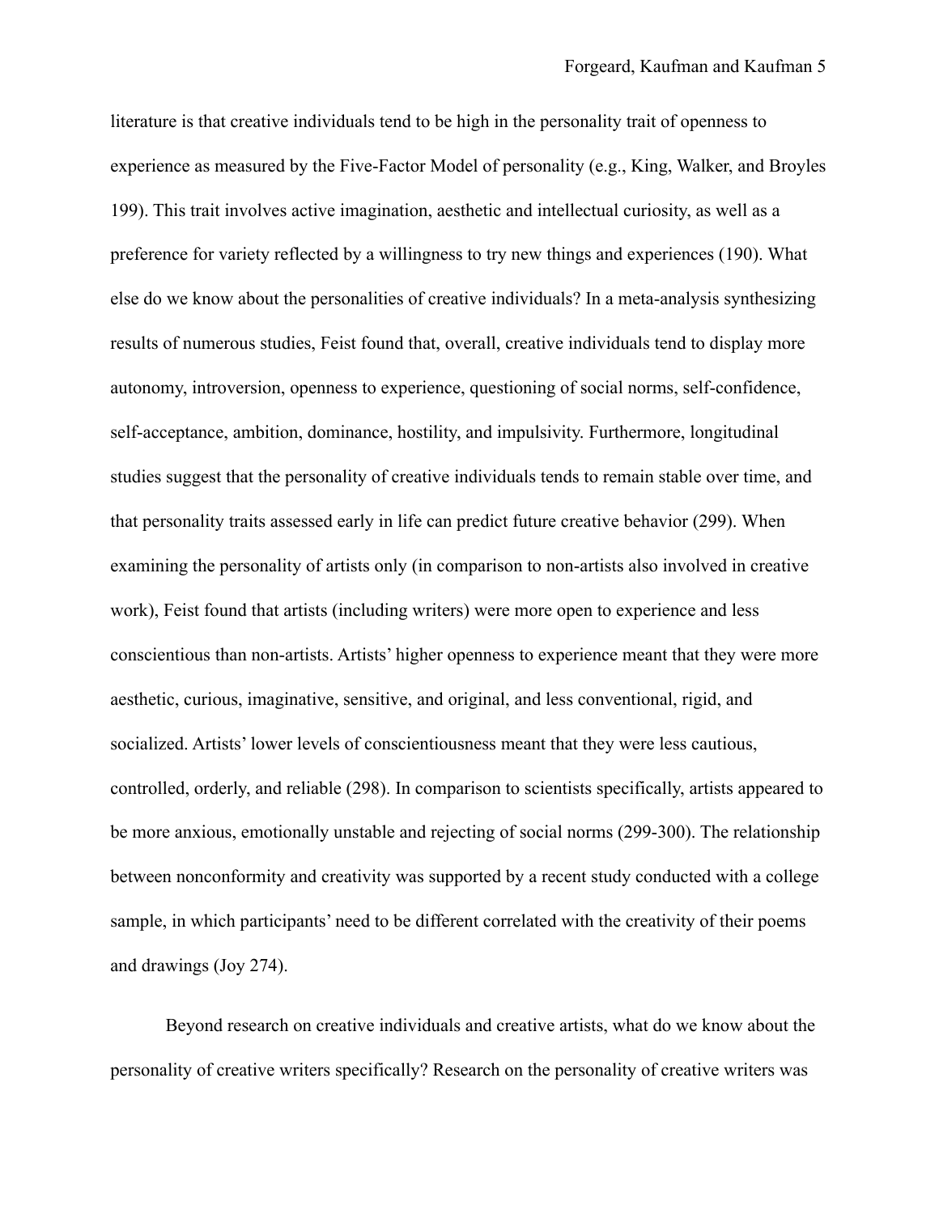literature is that creative individuals tend to be high in the personality trait of openness to experience as measured by the Five-Factor Model of personality (e.g., King, Walker, and Broyles 199). This trait involves active imagination, aesthetic and intellectual curiosity, as well as a preference for variety reflected by a willingness to try new things and experiences (190). What else do we know about the personalities of creative individuals? In a meta-analysis synthesizing results of numerous studies, Feist found that, overall, creative individuals tend to display more autonomy, introversion, openness to experience, questioning of social norms, self-confidence, self-acceptance, ambition, dominance, hostility, and impulsivity. Furthermore, longitudinal studies suggest that the personality of creative individuals tends to remain stable over time, and that personality traits assessed early in life can predict future creative behavior (299). When examining the personality of artists only (in comparison to non-artists also involved in creative work), Feist found that artists (including writers) were more open to experience and less conscientious than non-artists. Artists' higher openness to experience meant that they were more aesthetic, curious, imaginative, sensitive, and original, and less conventional, rigid, and socialized. Artists' lower levels of conscientiousness meant that they were less cautious, controlled, orderly, and reliable (298). In comparison to scientists specifically, artists appeared to be more anxious, emotionally unstable and rejecting of social norms (299-300). The relationship between nonconformity and creativity was supported by a recent study conducted with a college sample, in which participants' need to be different correlated with the creativity of their poems and drawings (Joy 274).

Beyond research on creative individuals and creative artists, what do we know about the personality of creative writers specifically? Research on the personality of creative writers was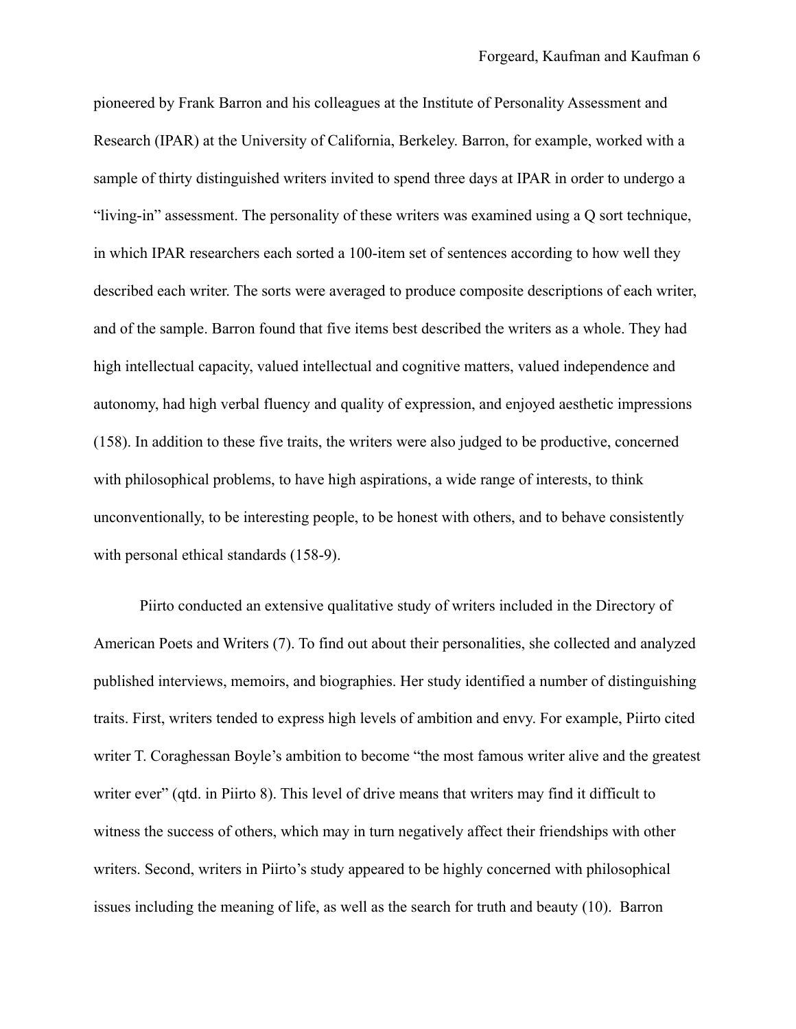pioneered by Frank Barron and his colleagues at the Institute of Personality Assessment and Research (IPAR) at the University of California, Berkeley. Barron, for example, worked with a sample of thirty distinguished writers invited to spend three days at IPAR in order to undergo a “living-in” assessment. The personality of these writers was examined using a Q sort technique, in which IPAR researchers each sorted a 100-item set of sentences according to how well they described each writer. The sorts were averaged to produce composite descriptions of each writer, and of the sample. Barron found that five items best described the writers as a whole. They had high intellectual capacity, valued intellectual and cognitive matters, valued independence and autonomy, had high verbal fluency and quality of expression, and enjoyed aesthetic impressions (158). In addition to these five traits, the writers were also judged to be productive, concerned with philosophical problems, to have high aspirations, a wide range of interests, to think unconventionally, to be interesting people, to be honest with others, and to behave consistently with personal ethical standards (158-9).

Piirto conducted an extensive qualitative study of writers included in the Directory of American Poets and Writers (7). To find out about their personalities, she collected and analyzed published interviews, memoirs, and biographies. Her study identified a number of distinguishing traits. First, writers tended to express high levels of ambition and envy. For example, Piirto cited writer T. Coraghessan Boyle’s ambition to become “the most famous writer alive and the greatest writer ever” (qtd. in Piirto 8). This level of drive means that writers may find it difficult to witness the success of others, which may in turn negatively affect their friendships with other writers. Second, writers in Piirto’s study appeared to be highly concerned with philosophical issues including the meaning of life, as well as the search for truth and beauty (10). Barron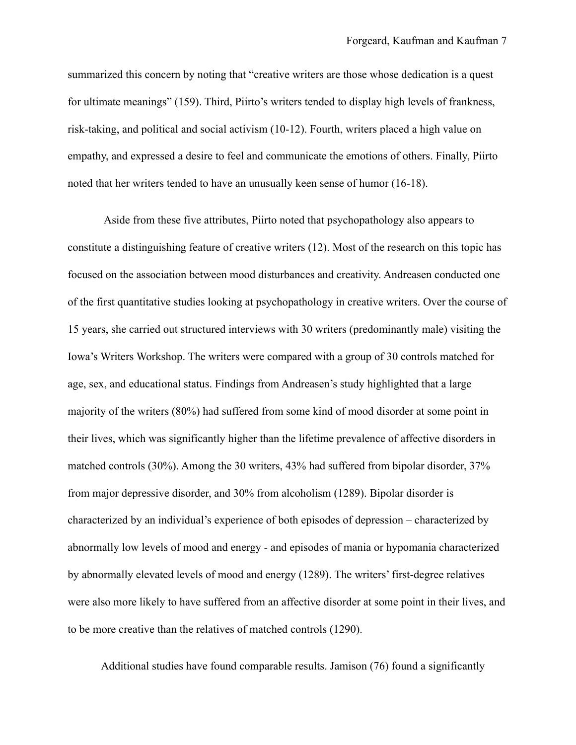summarized this concern by noting that "creative writers are those whose dedication is a quest for ultimate meanings" (159). Third, Piirto's writers tended to display high levels of frankness, risk-taking, and political and social activism (10-12). Fourth, writers placed a high value on empathy, and expressed a desire to feel and communicate the emotions of others. Finally, Piirto noted that her writers tended to have an unusually keen sense of humor (16-18).

Aside from these five attributes, Piirto noted that psychopathology also appears to constitute a distinguishing feature of creative writers (12). Most of the research on this topic has focused on the association between mood disturbances and creativity. Andreasen conducted one of the first quantitative studies looking at psychopathology in creative writers. Over the course of 15 years, she carried out structured interviews with 30 writers (predominantly male) visiting the Iowa's Writers Workshop. The writers were compared with a group of 30 controls matched for age, sex, and educational status. Findings from Andreasen's study highlighted that a large majority of the writers (80%) had suffered from some kind of mood disorder at some point in their lives, which was significantly higher than the lifetime prevalence of affective disorders in matched controls (30%). Among the 30 writers, 43% had suffered from bipolar disorder, 37% from major depressive disorder, and 30% from alcoholism (1289). Bipolar disorder is characterized by an individual's experience of both episodes of depression – characterized by abnormally low levels of mood and energy - and episodes of mania or hypomania characterized by abnormally elevated levels of mood and energy (1289). The writers' first-degree relatives were also more likely to have suffered from an affective disorder at some point in their lives, and to be more creative than the relatives of matched controls (1290).

Additional studies have found comparable results. Jamison (76) found a significantly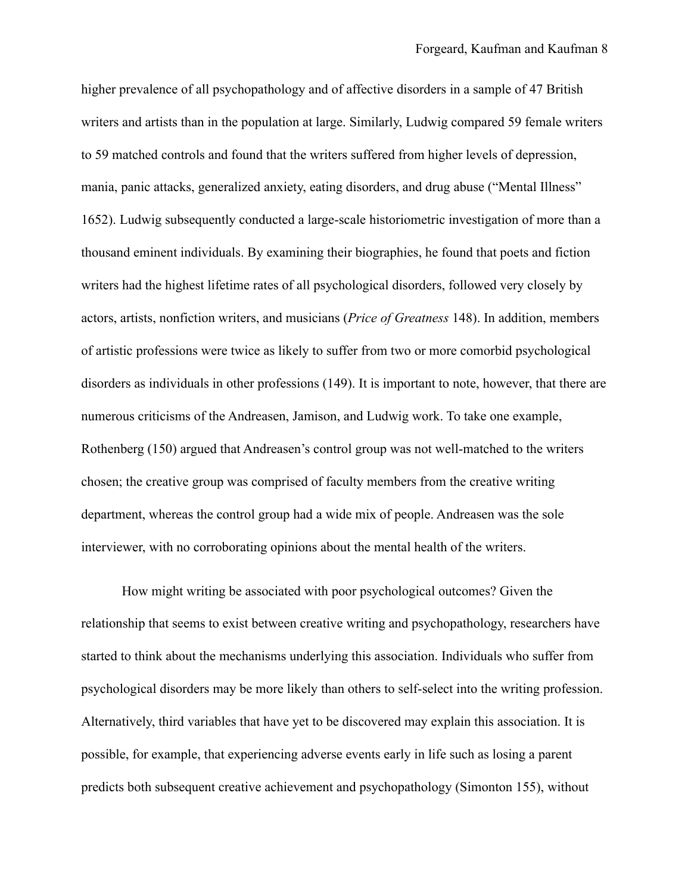higher prevalence of all psychopathology and of affective disorders in a sample of 47 British writers and artists than in the population at large. Similarly, Ludwig compared 59 female writers to 59 matched controls and found that the writers suffered from higher levels of depression, mania, panic attacks, generalized anxiety, eating disorders, and drug abuse ("Mental Illness" 1652). Ludwig subsequently conducted a large-scale historiometric investigation of more than a thousand eminent individuals. By examining their biographies, he found that poets and fiction writers had the highest lifetime rates of all psychological disorders, followed very closely by actors, artists, nonfiction writers, and musicians (*Price of Greatness* 148). In addition, members of artistic professions were twice as likely to suffer from two or more comorbid psychological disorders as individuals in other professions (149). It is important to note, however, that there are numerous criticisms of the Andreasen, Jamison, and Ludwig work. To take one example, Rothenberg (150) argued that Andreasen's control group was not well-matched to the writers chosen; the creative group was comprised of faculty members from the creative writing department, whereas the control group had a wide mix of people. Andreasen was the sole interviewer, with no corroborating opinions about the mental health of the writers.

How might writing be associated with poor psychological outcomes? Given the relationship that seems to exist between creative writing and psychopathology, researchers have started to think about the mechanisms underlying this association. Individuals who suffer from psychological disorders may be more likely than others to self-select into the writing profession. Alternatively, third variables that have yet to be discovered may explain this association. It is possible, for example, that experiencing adverse events early in life such as losing a parent predicts both subsequent creative achievement and psychopathology (Simonton 155), without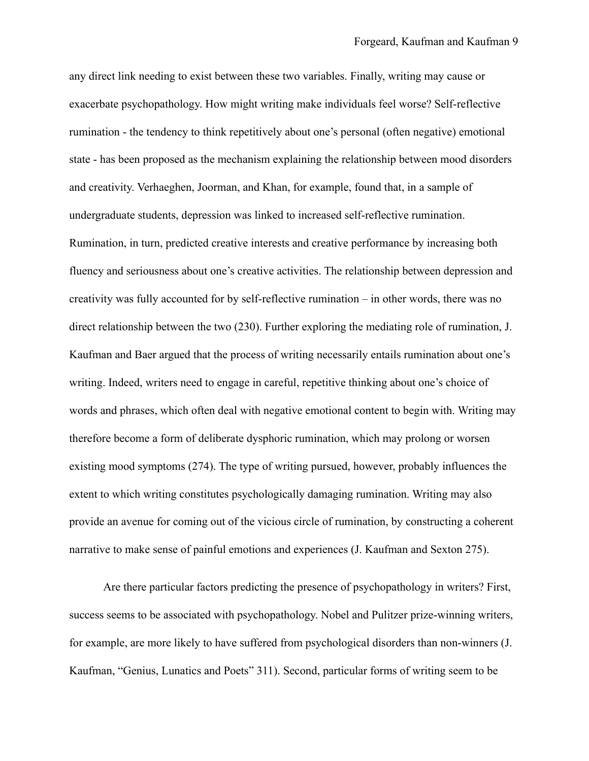any direct link needing to exist between these two variables. Finally, writing may cause or exacerbate psychopathology. How might writing make individuals feel worse? Self-reflective rumination - the tendency to think repetitively about one's personal (often negative) emotional state - has been proposed as the mechanism explaining the relationship between mood disorders and creativity. Verhaeghen, Joorman, and Khan, for example, found that, in a sample of undergraduate students, depression was linked to increased self-reflective rumination. Rumination, in turn, predicted creative interests and creative performance by increasing both fluency and seriousness about one's creative activities. The relationship between depression and creativity was fully accounted for by self-reflective rumination – in other words, there was no direct relationship between the two (230). Further exploring the mediating role of rumination, J. Kaufman and Baer argued that the process of writing necessarily entails rumination about one's writing. Indeed, writers need to engage in careful, repetitive thinking about one's choice of words and phrases, which often deal with negative emotional content to begin with. Writing may therefore become a form of deliberate dysphoric rumination, which may prolong or worsen existing mood symptoms (274). The type of writing pursued, however, probably influences the extent to which writing constitutes psychologically damaging rumination. Writing may also provide an avenue for coming out of the vicious circle of rumination, by constructing a coherent narrative to make sense of painful emotions and experiences (J. Kaufman and Sexton 275).

Are there particular factors predicting the presence of psychopathology in writers? First, success seems to be associated with psychopathology. Nobel and Pulitzer prize-winning writers, for example, are more likely to have suffered from psychological disorders than non-winners (J. Kaufman, "Genius, Lunatics and Poets" 311). Second, particular forms of writing seem to be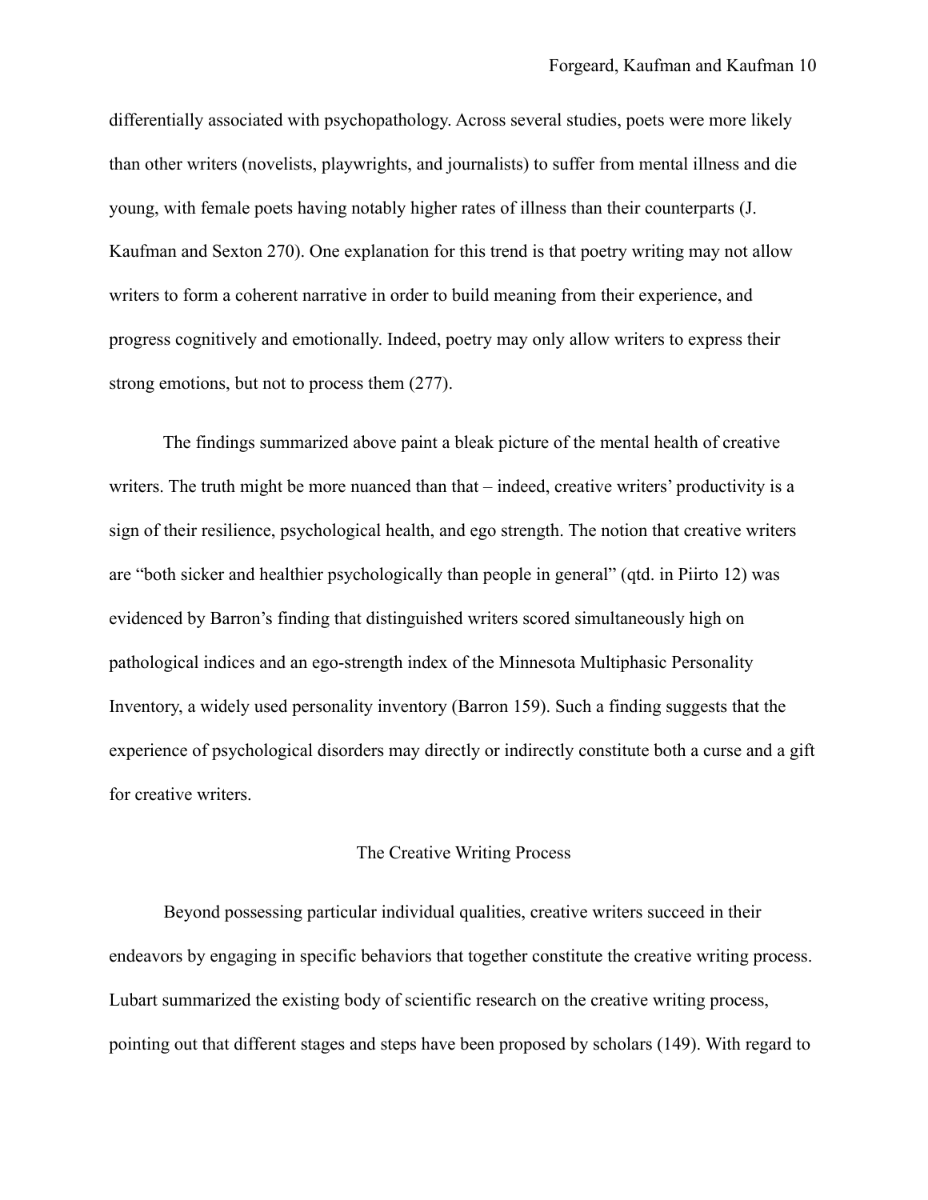differentially associated with psychopathology. Across several studies, poets were more likely than other writers (novelists, playwrights, and journalists) to suffer from mental illness and die young, with female poets having notably higher rates of illness than their counterparts (J. Kaufman and Sexton 270). One explanation for this trend is that poetry writing may not allow writers to form a coherent narrative in order to build meaning from their experience, and progress cognitively and emotionally. Indeed, poetry may only allow writers to express their strong emotions, but not to process them (277).

The findings summarized above paint a bleak picture of the mental health of creative writers. The truth might be more nuanced than that – indeed, creative writers' productivity is a sign of their resilience, psychological health, and ego strength. The notion that creative writers are "both sicker and healthier psychologically than people in general" (qtd. in Piirto 12) was evidenced by Barron's finding that distinguished writers scored simultaneously high on pathological indices and an ego-strength index of the Minnesota Multiphasic Personality Inventory, a widely used personality inventory (Barron 159). Such a finding suggests that the experience of psychological disorders may directly or indirectly constitute both a curse and a gift for creative writers.

## The Creative Writing Process

Beyond possessing particular individual qualities, creative writers succeed in their endeavors by engaging in specific behaviors that together constitute the creative writing process. Lubart summarized the existing body of scientific research on the creative writing process, pointing out that different stages and steps have been proposed by scholars (149). With regard to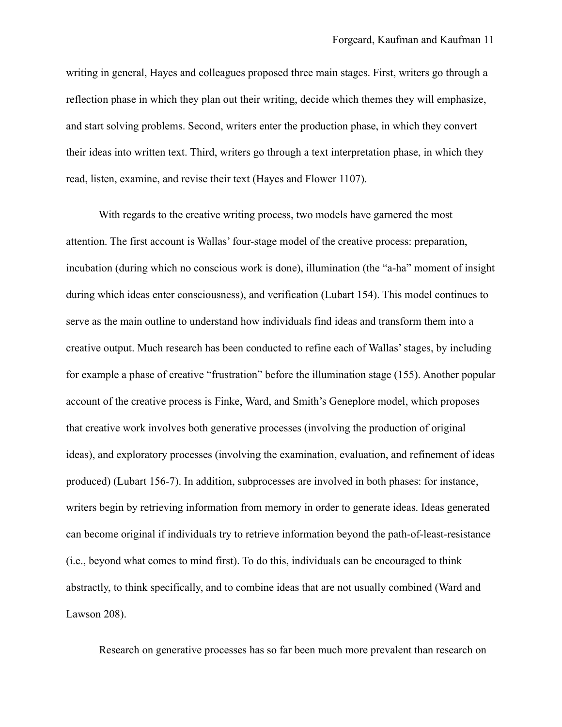writing in general, Hayes and colleagues proposed three main stages. First, writers go through a reflection phase in which they plan out their writing, decide which themes they will emphasize, and start solving problems. Second, writers enter the production phase, in which they convert their ideas into written text. Third, writers go through a text interpretation phase, in which they read, listen, examine, and revise their text (Hayes and Flower 1107).

With regards to the creative writing process, two models have garnered the most attention. The first account is Wallas' four-stage model of the creative process: preparation, incubation (during which no conscious work is done), illumination (the "a-ha" moment of insight during which ideas enter consciousness), and verification (Lubart 154). This model continues to serve as the main outline to understand how individuals find ideas and transform them into a creative output. Much research has been conducted to refine each of Wallas' stages, by including for example a phase of creative "frustration" before the illumination stage (155). Another popular account of the creative process is Finke, Ward, and Smith's Geneplore model, which proposes that creative work involves both generative processes (involving the production of original ideas), and exploratory processes (involving the examination, evaluation, and refinement of ideas produced) (Lubart 156-7). In addition, subprocesses are involved in both phases: for instance, writers begin by retrieving information from memory in order to generate ideas. Ideas generated can become original if individuals try to retrieve information beyond the path-of-least-resistance (i.e., beyond what comes to mind first). To do this, individuals can be encouraged to think abstractly, to think specifically, and to combine ideas that are not usually combined (Ward and Lawson 208).

Research on generative processes has so far been much more prevalent than research on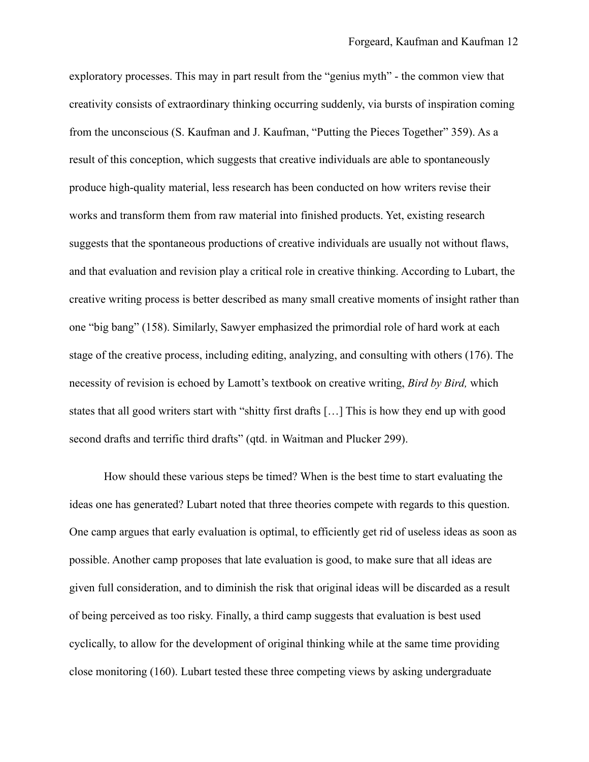exploratory processes. This may in part result from the "genius myth" - the common view that creativity consists of extraordinary thinking occurring suddenly, via bursts of inspiration coming from the unconscious (S. Kaufman and J. Kaufman, "Putting the Pieces Together" 359). As a result of this conception, which suggests that creative individuals are able to spontaneously produce high-quality material, less research has been conducted on how writers revise their works and transform them from raw material into finished products. Yet, existing research suggests that the spontaneous productions of creative individuals are usually not without flaws, and that evaluation and revision play a critical role in creative thinking. According to Lubart, the creative writing process is better described as many small creative moments of insight rather than one "big bang" (158). Similarly, Sawyer emphasized the primordial role of hard work at each stage of the creative process, including editing, analyzing, and consulting with others (176). The necessity of revision is echoed by Lamott's textbook on creative writing, *Bird by Bird,* which states that all good writers start with "shitty first drafts [...] This is how they end up with good second drafts and terrific third drafts" (qtd. in Waitman and Plucker 299).

How should these various steps be timed? When is the best time to start evaluating the ideas one has generated? Lubart noted that three theories compete with regards to this question. One camp argues that early evaluation is optimal, to efficiently get rid of useless ideas as soon as possible. Another camp proposes that late evaluation is good, to make sure that all ideas are given full consideration, and to diminish the risk that original ideas will be discarded as a result of being perceived as too risky. Finally, a third camp suggests that evaluation is best used cyclically, to allow for the development of original thinking while at the same time providing close monitoring (160). Lubart tested these three competing views by asking undergraduate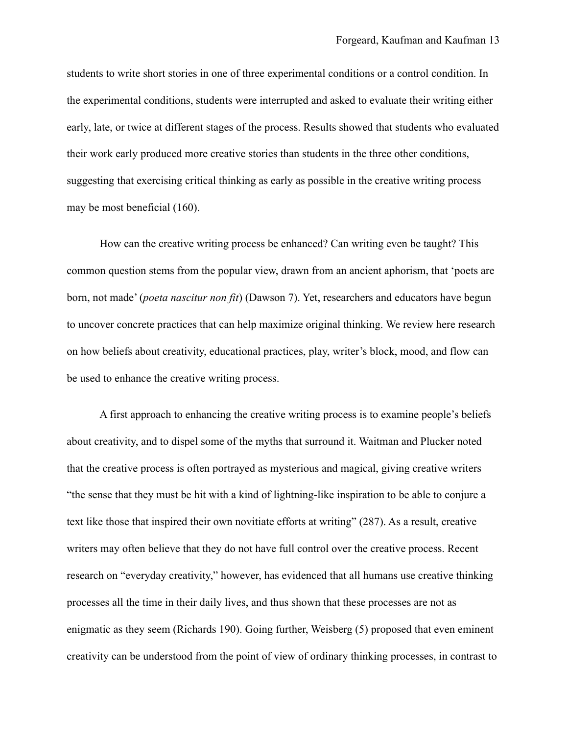students to write short stories in one of three experimental conditions or a control condition. In the experimental conditions, students were interrupted and asked to evaluate their writing either early, late, or twice at different stages of the process. Results showed that students who evaluated their work early produced more creative stories than students in the three other conditions, suggesting that exercising critical thinking as early as possible in the creative writing process may be most beneficial (160).

How can the creative writing process be enhanced? Can writing even be taught? This common question stems from the popular view, drawn from an ancient aphorism, that 'poets are born, not made' (*poeta nascitur non fit*) (Dawson 7). Yet, researchers and educators have begun to uncover concrete practices that can help maximize original thinking. We review here research on how beliefs about creativity, educational practices, play, writer's block, mood, and flow can be used to enhance the creative writing process.

A first approach to enhancing the creative writing process is to examine people's beliefs about creativity, and to dispel some of the myths that surround it. Waitman and Plucker noted that the creative process is often portrayed as mysterious and magical, giving creative writers "the sense that they must be hit with a kind of lightning-like inspiration to be able to conjure a text like those that inspired their own novitiate efforts at writing" (287). As a result, creative writers may often believe that they do not have full control over the creative process. Recent research on "everyday creativity," however, has evidenced that all humans use creative thinking processes all the time in their daily lives, and thus shown that these processes are not as enigmatic as they seem (Richards 190). Going further, Weisberg (5) proposed that even eminent creativity can be understood from the point of view of ordinary thinking processes, in contrast to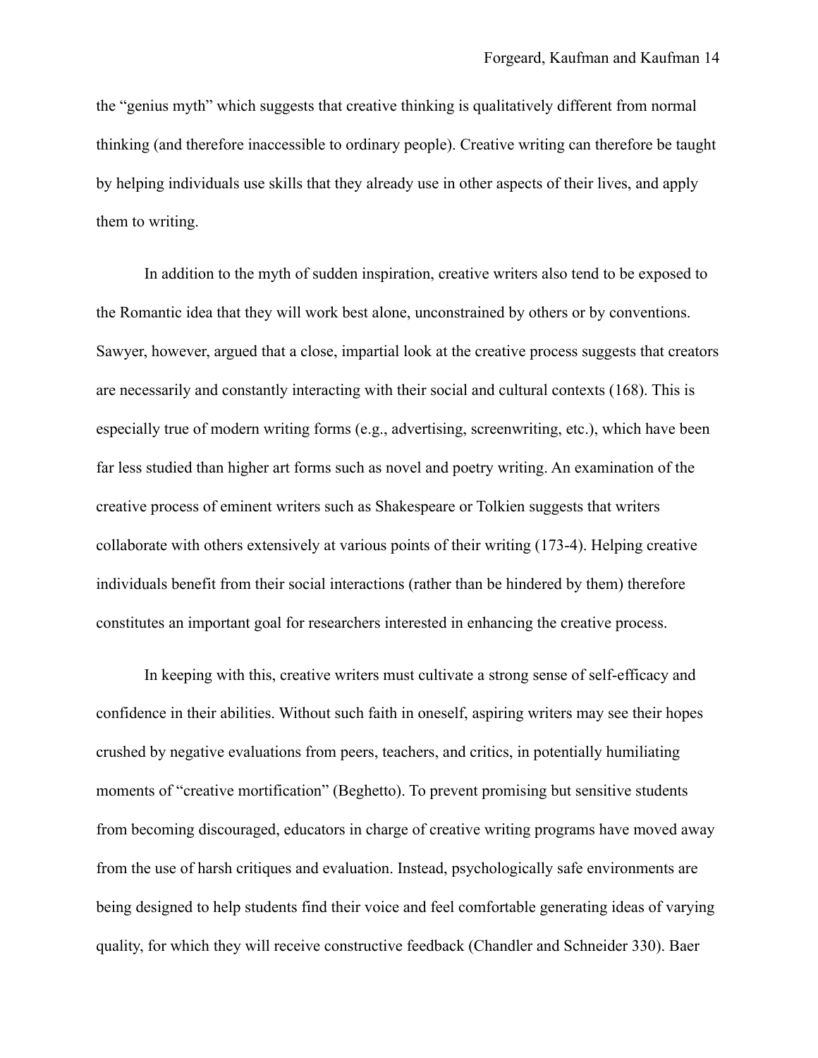the "genius myth" which suggests that creative thinking is qualitatively different from normal thinking (and therefore inaccessible to ordinary people). Creative writing can therefore be taught by helping individuals use skills that they already use in other aspects of their lives, and apply them to writing.

In addition to the myth of sudden inspiration, creative writers also tend to be exposed to the Romantic idea that they will work best alone, unconstrained by others or by conventions. Sawyer, however, argued that a close, impartial look at the creative process suggests that creators are necessarily and constantly interacting with their social and cultural contexts (168). This is especially true of modern writing forms (e.g., advertising, screenwriting, etc.), which have been far less studied than higher art forms such as novel and poetry writing. An examination of the creative process of eminent writers such as Shakespeare or Tolkien suggests that writers collaborate with others extensively at various points of their writing (173-4). Helping creative individuals benefit from their social interactions (rather than be hindered by them) therefore constitutes an important goal for researchers interested in enhancing the creative process.

In keeping with this, creative writers must cultivate a strong sense of self-efficacy and confidence in their abilities. Without such faith in oneself, aspiring writers may see their hopes crushed by negative evaluations from peers, teachers, and critics, in potentially humiliating moments of "creative mortification" (Beghetto). To prevent promising but sensitive students from becoming discouraged, educators in charge of creative writing programs have moved away from the use of harsh critiques and evaluation. Instead, psychologically safe environments are being designed to help students find their voice and feel comfortable generating ideas of varying quality, for which they will receive constructive feedback (Chandler and Schneider 330). Baer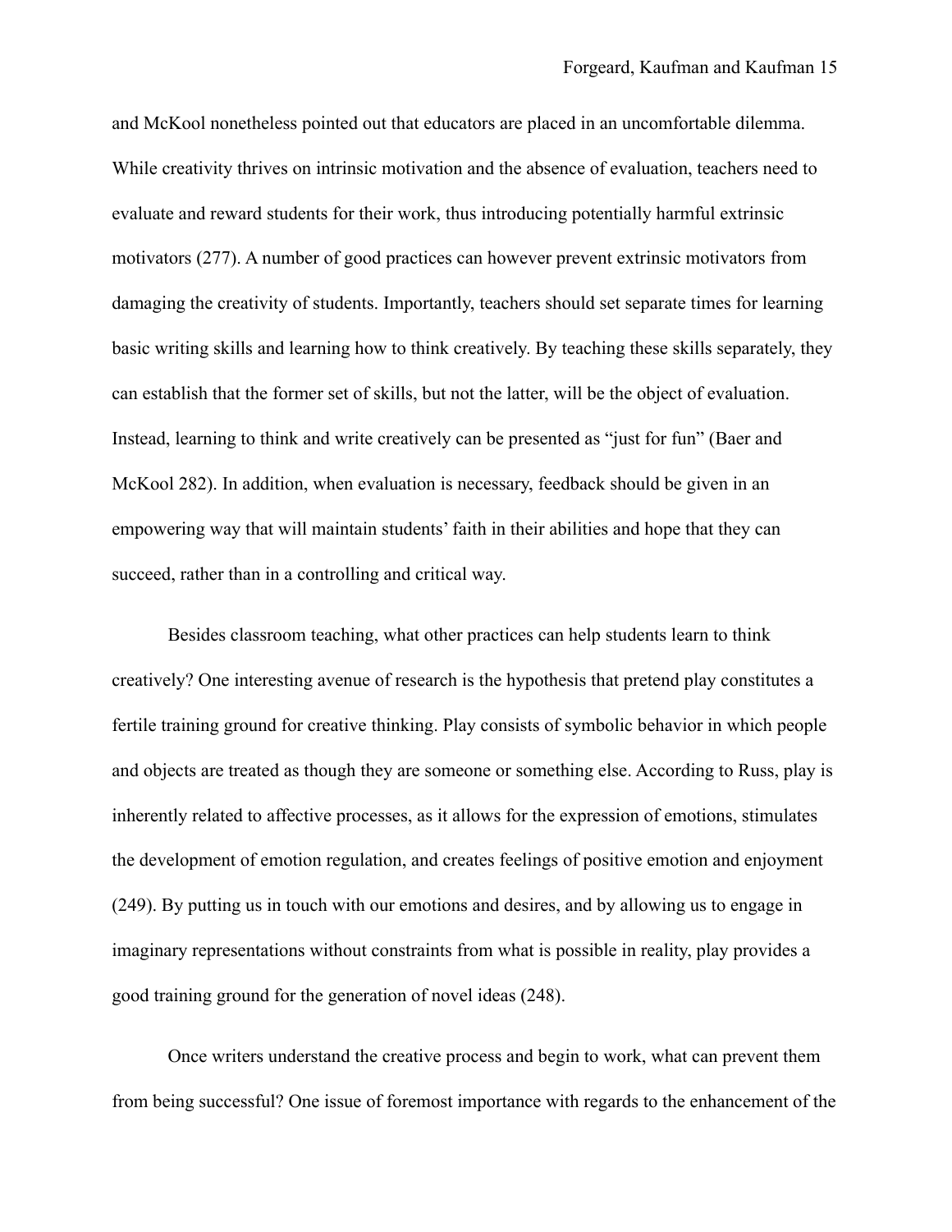and McKool nonetheless pointed out that educators are placed in an uncomfortable dilemma. While creativity thrives on intrinsic motivation and the absence of evaluation, teachers need to evaluate and reward students for their work, thus introducing potentially harmful extrinsic motivators (277). A number of good practices can however prevent extrinsic motivators from damaging the creativity of students. Importantly, teachers should set separate times for learning basic writing skills and learning how to think creatively. By teaching these skills separately, they can establish that the former set of skills, but not the latter, will be the object of evaluation. Instead, learning to think and write creatively can be presented as "just for fun" (Baer and McKool 282). In addition, when evaluation is necessary, feedback should be given in an empowering way that will maintain students' faith in their abilities and hope that they can succeed, rather than in a controlling and critical way.

Besides classroom teaching, what other practices can help students learn to think creatively? One interesting avenue of research is the hypothesis that pretend play constitutes a fertile training ground for creative thinking. Play consists of symbolic behavior in which people and objects are treated as though they are someone or something else. According to Russ, play is inherently related to affective processes, as it allows for the expression of emotions, stimulates the development of emotion regulation, and creates feelings of positive emotion and enjoyment (249). By putting us in touch with our emotions and desires, and by allowing us to engage in imaginary representations without constraints from what is possible in reality, play provides a good training ground for the generation of novel ideas (248).

Once writers understand the creative process and begin to work, what can prevent them from being successful? One issue of foremost importance with regards to the enhancement of the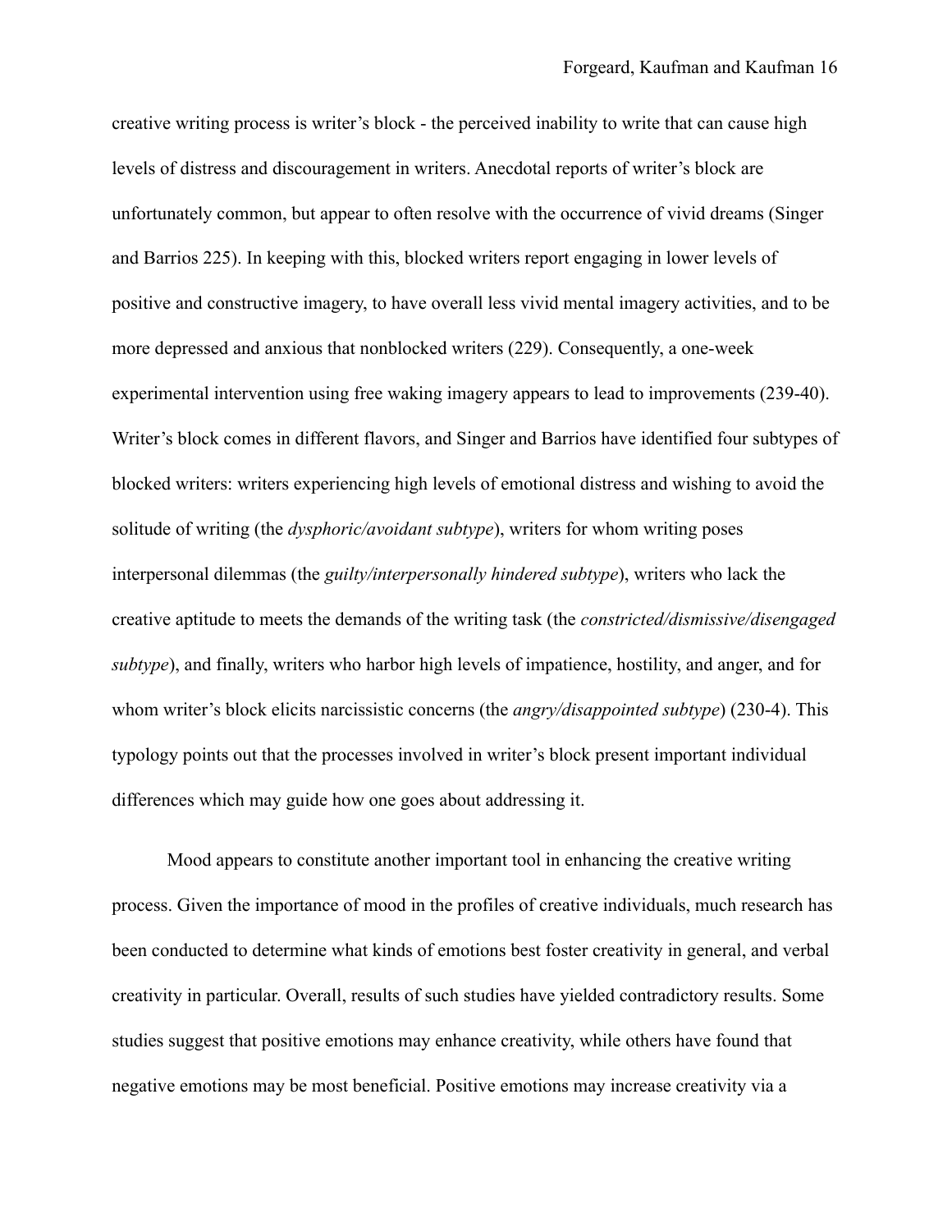creative writing process is writer's block - the perceived inability to write that can cause high levels of distress and discouragement in writers. Anecdotal reports of writer's block are unfortunately common, but appear to often resolve with the occurrence of vivid dreams (Singer and Barrios 225). In keeping with this, blocked writers report engaging in lower levels of positive and constructive imagery, to have overall less vivid mental imagery activities, and to be more depressed and anxious that nonblocked writers (229). Consequently, a one-week experimental intervention using free waking imagery appears to lead to improvements (239-40). Writer's block comes in different flavors, and Singer and Barrios have identified four subtypes of blocked writers: writers experiencing high levels of emotional distress and wishing to avoid the solitude of writing (the *dysphoric/avoidant subtype*), writers for whom writing poses interpersonal dilemmas (the *guilty/interpersonally hindered subtype*), writers who lack the creative aptitude to meets the demands of the writing task (the *constricted/dismissive/disengaged subtype*), and finally, writers who harbor high levels of impatience, hostility, and anger, and for whom writer's block elicits narcissistic concerns (the *angry/disappointed subtype*) (230-4). This typology points out that the processes involved in writer's block present important individual differences which may guide how one goes about addressing it.

Mood appears to constitute another important tool in enhancing the creative writing process. Given the importance of mood in the profiles of creative individuals, much research has been conducted to determine what kinds of emotions best foster creativity in general, and verbal creativity in particular. Overall, results of such studies have yielded contradictory results. Some studies suggest that positive emotions may enhance creativity, while others have found that negative emotions may be most beneficial. Positive emotions may increase creativity via a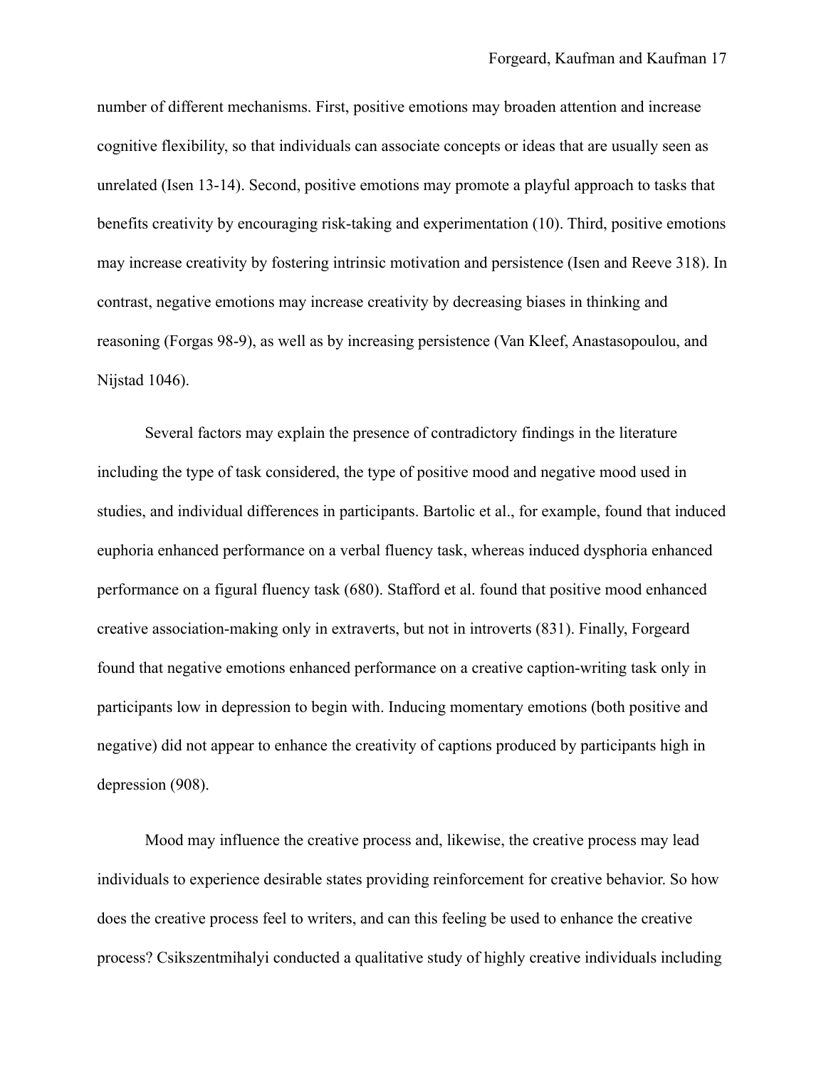number of different mechanisms. First, positive emotions may broaden attention and increase cognitive flexibility, so that individuals can associate concepts or ideas that are usually seen as unrelated (Isen 13-14). Second, positive emotions may promote a playful approach to tasks that benefits creativity by encouraging risk-taking and experimentation (10). Third, positive emotions may increase creativity by fostering intrinsic motivation and persistence (Isen and Reeve 318). In contrast, negative emotions may increase creativity by decreasing biases in thinking and reasoning (Forgas 98-9), as well as by increasing persistence (Van Kleef, Anastasopoulou, and Nijstad 1046).

Several factors may explain the presence of contradictory findings in the literature including the type of task considered, the type of positive mood and negative mood used in studies, and individual differences in participants. Bartolic et al., for example, found that induced euphoria enhanced performance on a verbal fluency task, whereas induced dysphoria enhanced performance on a figural fluency task (680). Stafford et al. found that positive mood enhanced creative association-making only in extraverts, but not in introverts (831). Finally, Forgeard found that negative emotions enhanced performance on a creative caption-writing task only in participants low in depression to begin with. Inducing momentary emotions (both positive and negative) did not appear to enhance the creativity of captions produced by participants high in depression (908).

Mood may influence the creative process and, likewise, the creative process may lead individuals to experience desirable states providing reinforcement for creative behavior. So how does the creative process feel to writers, and can this feeling be used to enhance the creative process? Csikszentmihalyi conducted a qualitative study of highly creative individuals including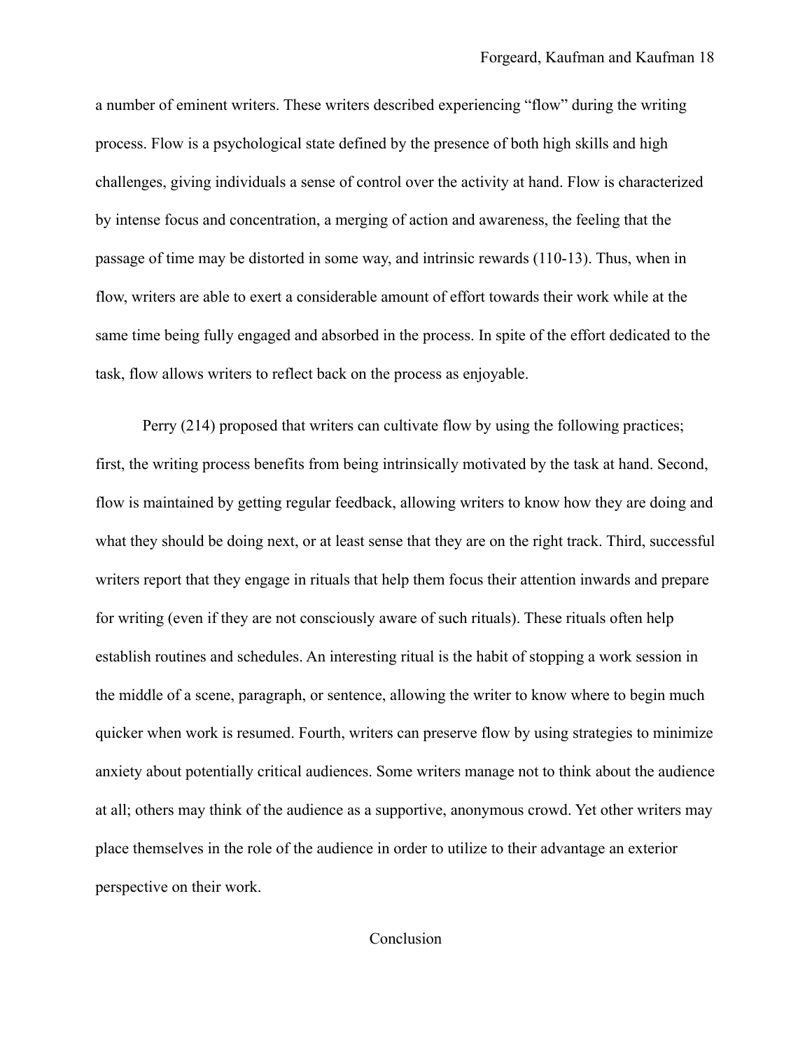a number of eminent writers. These writers described experiencing "flow" during the writing process. Flow is a psychological state defined by the presence of both high skills and high challenges, giving individuals a sense of control over the activity at hand. Flow is characterized by intense focus and concentration, a merging of action and awareness, the feeling that the passage of time may be distorted in some way, and intrinsic rewards (110-13). Thus, when in flow, writers are able to exert a considerable amount of effort towards their work while at the same time being fully engaged and absorbed in the process. In spite of the effort dedicated to the task, flow allows writers to reflect back on the process as enjoyable.

Perry (214) proposed that writers can cultivate flow by using the following practices; first, the writing process benefits from being intrinsically motivated by the task at hand. Second, flow is maintained by getting regular feedback, allowing writers to know how they are doing and what they should be doing next, or at least sense that they are on the right track. Third, successful writers report that they engage in rituals that help them focus their attention inwards and prepare for writing (even if they are not consciously aware of such rituals). These rituals often help establish routines and schedules. An interesting ritual is the habit of stopping a work session in the middle of a scene, paragraph, or sentence, allowing the writer to know where to begin much quicker when work is resumed. Fourth, writers can preserve flow by using strategies to minimize anxiety about potentially critical audiences. Some writers manage not to think about the audience at all; others may think of the audience as a supportive, anonymous crowd. Yet other writers may place themselves in the role of the audience in order to utilize to their advantage an exterior perspective on their work.

## Conclusion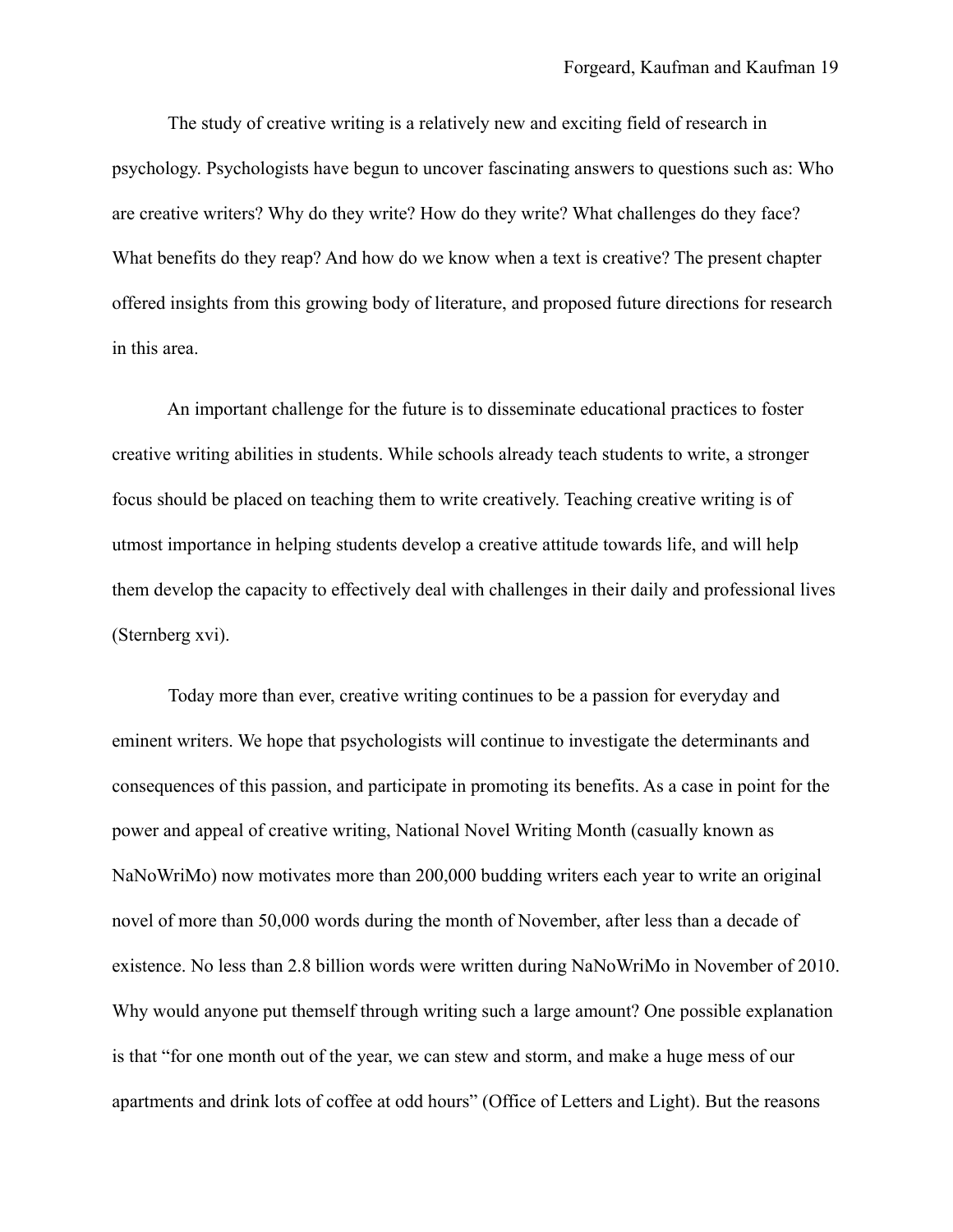The study of creative writing is a relatively new and exciting field of research in psychology. Psychologists have begun to uncover fascinating answers to questions such as: Who are creative writers? Why do they write? How do they write? What challenges do they face? What benefits do they reap? And how do we know when a text is creative? The present chapter offered insights from this growing body of literature, and proposed future directions for research in this area.

An important challenge for the future is to disseminate educational practices to foster creative writing abilities in students. While schools already teach students to write, a stronger focus should be placed on teaching them to write creatively. Teaching creative writing is of utmost importance in helping students develop a creative attitude towards life, and will help them develop the capacity to effectively deal with challenges in their daily and professional lives (Sternberg xvi).

Today more than ever, creative writing continues to be a passion for everyday and eminent writers. We hope that psychologists will continue to investigate the determinants and consequences of this passion, and participate in promoting its benefits. As a case in point for the power and appeal of creative writing, National Novel Writing Month (casually known as NaNoWriMo) now motivates more than 200,000 budding writers each year to write an original novel of more than 50,000 words during the month of November, after less than a decade of existence. No less than 2.8 billion words were written during NaNoWriMo in November of 2010. Why would anyone put themself through writing such a large amount? One possible explanation is that "for one month out of the year, we can stew and storm, and make a huge mess of our apartments and drink lots of coffee at odd hours" (Office of Letters and Light). But the reasons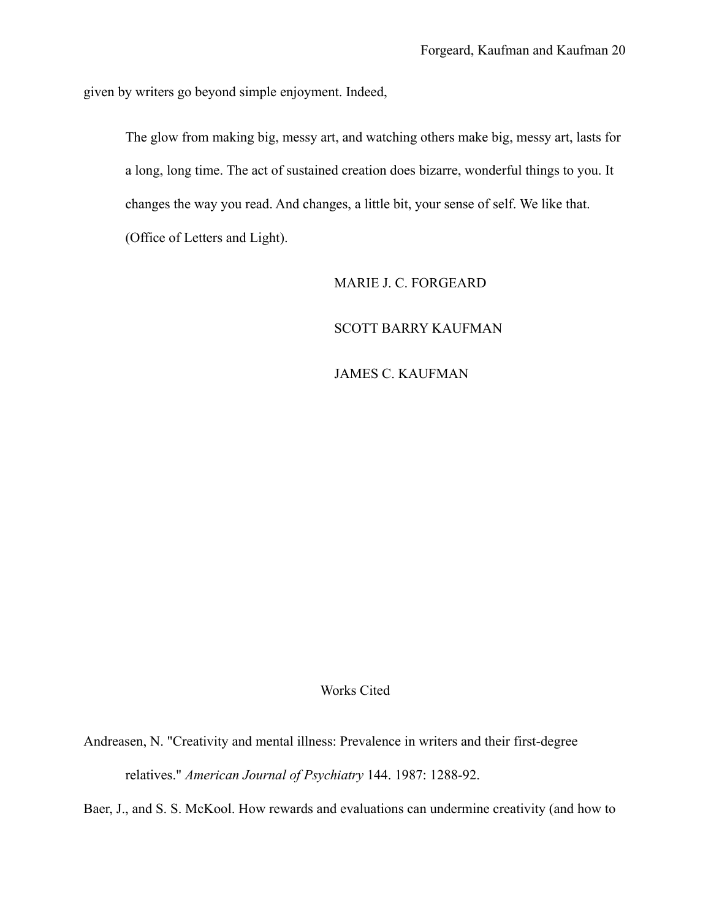given by writers go beyond simple enjoyment. Indeed,

> The glow from making big, messy art, and watching others make big, messy art, lasts for a long, long time. The act of sustained creation does bizarre, wonderful things to you. It changes the way you read. And changes, a little bit, your sense of self. We like that. (Office of Letters and Light).

MARIE J. C. FORGEARD

SCOTT BARRY KAUFMAN

JAMES C. KAUFMAN

## Works Cited

Andreasen, N. "Creativity and mental illness: Prevalence in writers and their first-degree relatives." *American Journal of Psychiatry* 144. 1987: 1288-92.

Baer, J., and S. S. McKool. How rewards and evaluations can undermine creativity (and how to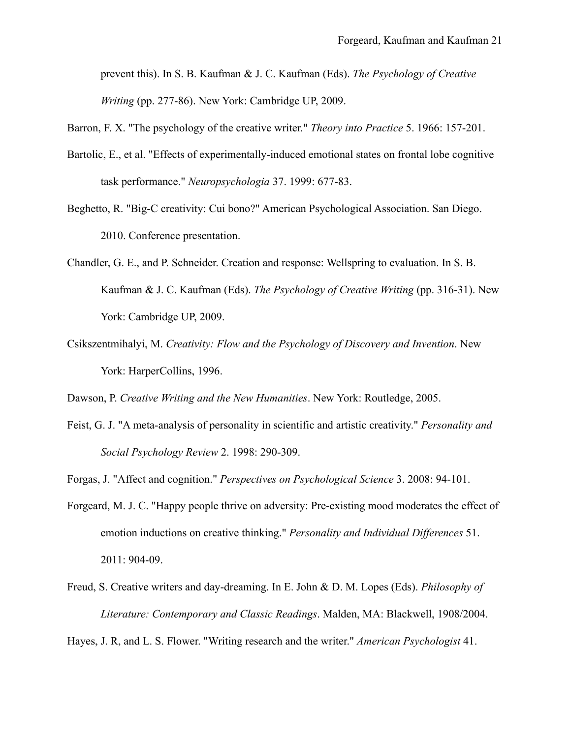prevent this). In S. B. Kaufman & J. C. Kaufman (Eds). *The Psychology of Creative Writing* (pp. 277-86). New York: Cambridge UP, 2009.

Barron, F. X. "The psychology of the creative writer." *Theory into Practice* 5. 1966: 157-201.

Bartolic, E., et al. "Effects of experimentally-induced emotional states on frontal lobe cognitive task performance." *Neuropsychologia* 37. 1999: 677-83.

Beghetto, R. "Big-C creativity: Cui bono?" American Psychological Association. San Diego. 2010. Conference presentation.

Chandler, G. E., and P. Schneider. Creation and response: Wellspring to evaluation. In S. B. Kaufman & J. C. Kaufman (Eds). *The Psychology of Creative Writing* (pp. 316-31). New York: Cambridge UP, 2009.

Csikszentmihalyi, M. *Creativity: Flow and the Psychology of Discovery and Invention*. New York: HarperCollins, 1996.

Dawson, P. *Creative Writing and the New Humanities*. New York: Routledge, 2005.

Feist, G. J. "A meta-analysis of personality in scientific and artistic creativity." *Personality and Social Psychology Review* 2. 1998: 290-309.

Forgas, J. "Affect and cognition." *Perspectives on Psychological Science* 3. 2008: 94-101.

Forgeard, M. J. C. "Happy people thrive on adversity: Pre-existing mood moderates the effect of emotion inductions on creative thinking." *Personality and Individual Differences* 51. 2011: 904-09.

Freud, S. Creative writers and day-dreaming. In E. John & D. M. Lopes (Eds). *Philosophy of Literature: Contemporary and Classic Readings*. Malden, MA: Blackwell, 1908/2004.

Hayes, J. R, and L. S. Flower. "Writing research and the writer." *American Psychologist* 41.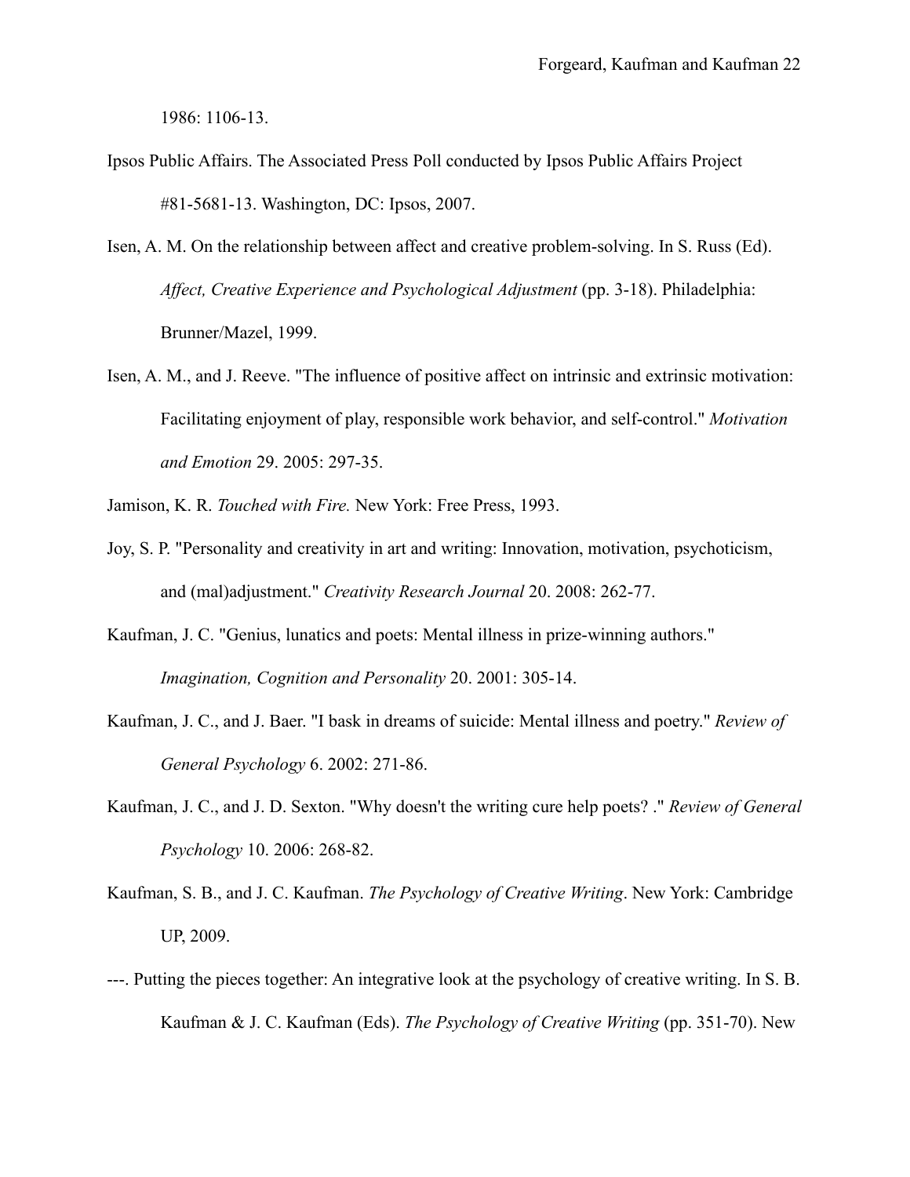1986: 1106-13.

Ipsos Public Affairs. The Associated Press Poll conducted by Ipsos Public Affairs Project #81-5681-13. Washington, DC: Ipsos, 2007.

Isen, A. M. On the relationship between affect and creative problem-solving. In S. Russ (Ed). *Affect, Creative Experience and Psychological Adjustment* (pp. 3-18). Philadelphia: Brunner/Mazel, 1999.

Isen, A. M., and J. Reeve. "The influence of positive affect on intrinsic and extrinsic motivation: Facilitating enjoyment of play, responsible work behavior, and self-control." *Motivation and Emotion* 29. 2005: 297-35.

Jamison, K. R. *Touched with Fire.* New York: Free Press, 1993.

Joy, S. P. "Personality and creativity in art and writing: Innovation, motivation, psychoticism, and (mal)adjustment." *Creativity Research Journal* 20. 2008: 262-77.

Kaufman, J. C. "Genius, lunatics and poets: Mental illness in prize-winning authors." *Imagination, Cognition and Personality* 20. 2001: 305-14.

Kaufman, J. C., and J. Baer. "I bask in dreams of suicide: Mental illness and poetry." *Review of General Psychology* 6. 2002: 271-86.

Kaufman, J. C., and J. D. Sexton. "Why doesn't the writing cure help poets? ." *Review of General Psychology* 10. 2006: 268-82.

Kaufman, S. B., and J. C. Kaufman. *The Psychology of Creative Writing*. New York: Cambridge UP, 2009.

---. Putting the pieces together: An integrative look at the psychology of creative writing. In S. B. Kaufman & J. C. Kaufman (Eds). *The Psychology of Creative Writing* (pp. 351-70). New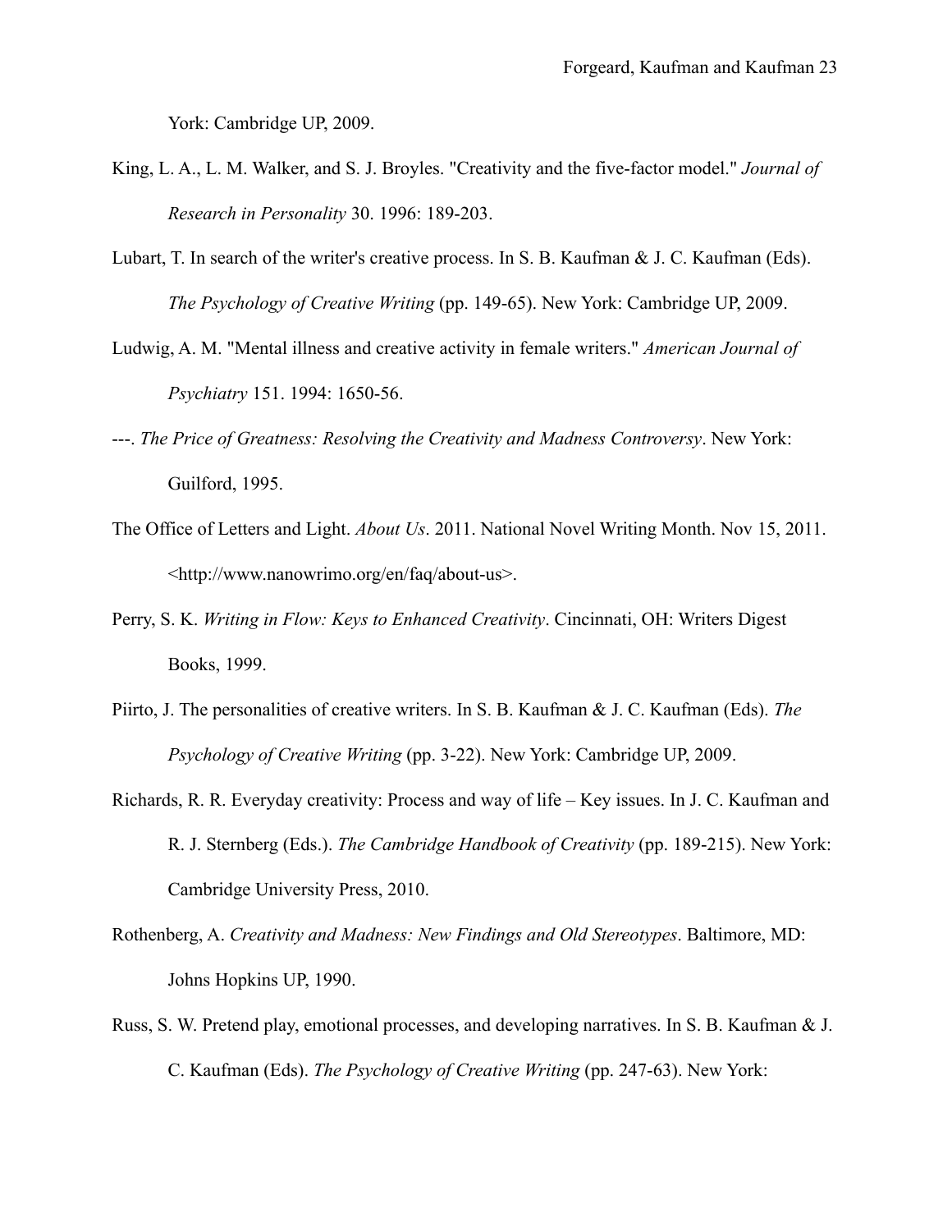York: Cambridge UP, 2009.

King, L. A., L. M. Walker, and S. J. Broyles. "Creativity and the five-factor model." *Journal of Research in Personality* 30. 1996: 189-203.

Lubart, T. In search of the writer's creative process. In S. B. Kaufman & J. C. Kaufman (Eds). *The Psychology of Creative Writing* (pp. 149-65). New York: Cambridge UP, 2009.

Ludwig, A. M. "Mental illness and creative activity in female writers." *American Journal of Psychiatry* 151. 1994: 1650-56.

---. *The Price of Greatness: Resolving the Creativity and Madness Controversy*. New York: Guilford, 1995.

The Office of Letters and Light. *About Us*. 2011. National Novel Writing Month. Nov 15, 2011. <http://www.nanowrimo.org/en/faq/about-us>.

Perry, S. K. *Writing in Flow: Keys to Enhanced Creativity*. Cincinnati, OH: Writers Digest Books, 1999.

Piirto, J. The personalities of creative writers. In S. B. Kaufman & J. C. Kaufman (Eds). *The Psychology of Creative Writing* (pp. 3-22). New York: Cambridge UP, 2009.

Richards, R. R. Everyday creativity: Process and way of life – Key issues. In J. C. Kaufman and R. J. Sternberg (Eds.). *The Cambridge Handbook of Creativity* (pp. 189-215). New York: Cambridge University Press, 2010.

Rothenberg, A. *Creativity and Madness: New Findings and Old Stereotypes*. Baltimore, MD: Johns Hopkins UP, 1990.

Russ, S. W. Pretend play, emotional processes, and developing narratives. In S. B. Kaufman & J. C. Kaufman (Eds). *The Psychology of Creative Writing* (pp. 247-63). New York: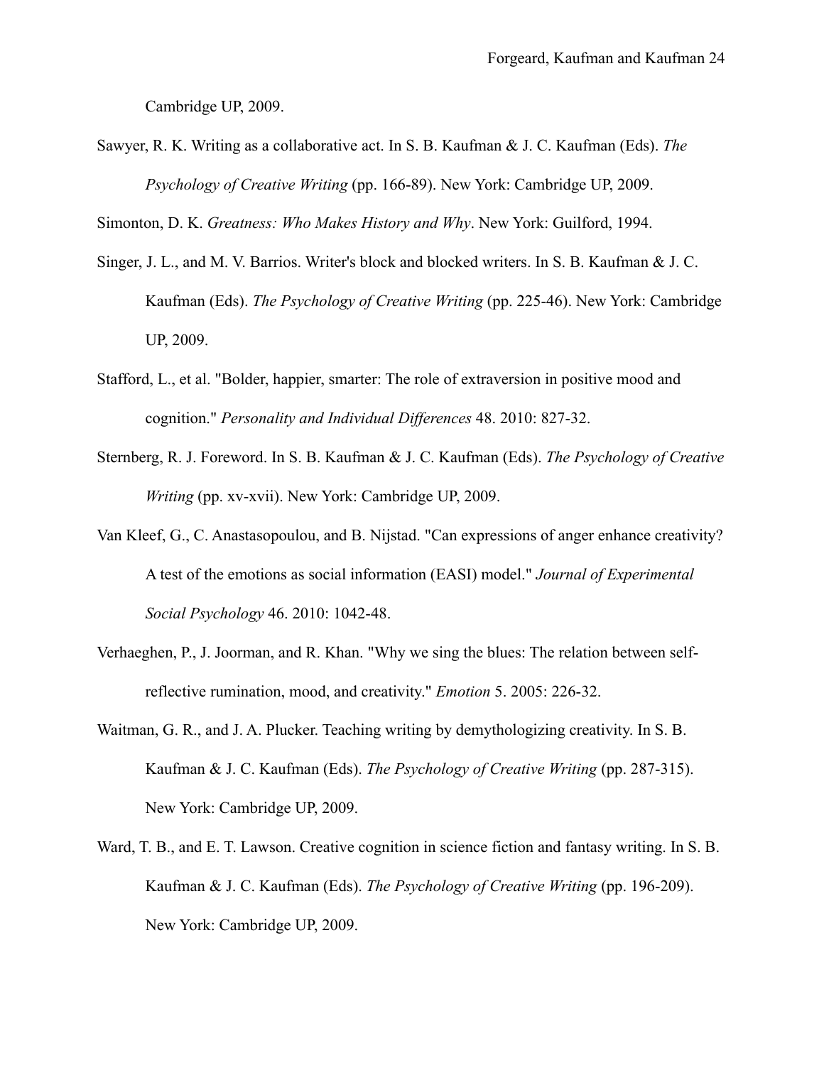Cambridge UP, 2009.

Sawyer, R. K. Writing as a collaborative act. In S. B. Kaufman & J. C. Kaufman (Eds). *The Psychology of Creative Writing* (pp. 166-89). New York: Cambridge UP, 2009.

Simonton, D. K. *Greatness: Who Makes History and Why*. New York: Guilford, 1994.

Singer, J. L., and M. V. Barrios. Writer's block and blocked writers. In S. B. Kaufman & J. C. Kaufman (Eds). *The Psychology of Creative Writing* (pp. 225-46). New York: Cambridge UP, 2009.

Stafford, L., et al. "Bolder, happier, smarter: The role of extraversion in positive mood and cognition." *Personality and Individual Differences* 48. 2010: 827-32.

Sternberg, R. J. Foreword. In S. B. Kaufman & J. C. Kaufman (Eds). *The Psychology of Creative Writing* (pp. xv-xvii). New York: Cambridge UP, 2009.

Van Kleef, G., C. Anastasopoulou, and B. Nijstad. "Can expressions of anger enhance creativity? A test of the emotions as social information (EASI) model." *Journal of Experimental Social Psychology* 46. 2010: 1042-48.

Verhaeghen, P., J. Joorman, and R. Khan. "Why we sing the blues: The relation between self-reflective rumination, mood, and creativity." *Emotion* 5. 2005: 226-32.

Waitman, G. R., and J. A. Plucker. Teaching writing by demythologizing creativity. In S. B. Kaufman & J. C. Kaufman (Eds). *The Psychology of Creative Writing* (pp. 287-315). New York: Cambridge UP, 2009.

Ward, T. B., and E. T. Lawson. Creative cognition in science fiction and fantasy writing. In S. B. Kaufman & J. C. Kaufman (Eds). *The Psychology of Creative Writing* (pp. 196-209). New York: Cambridge UP, 2009.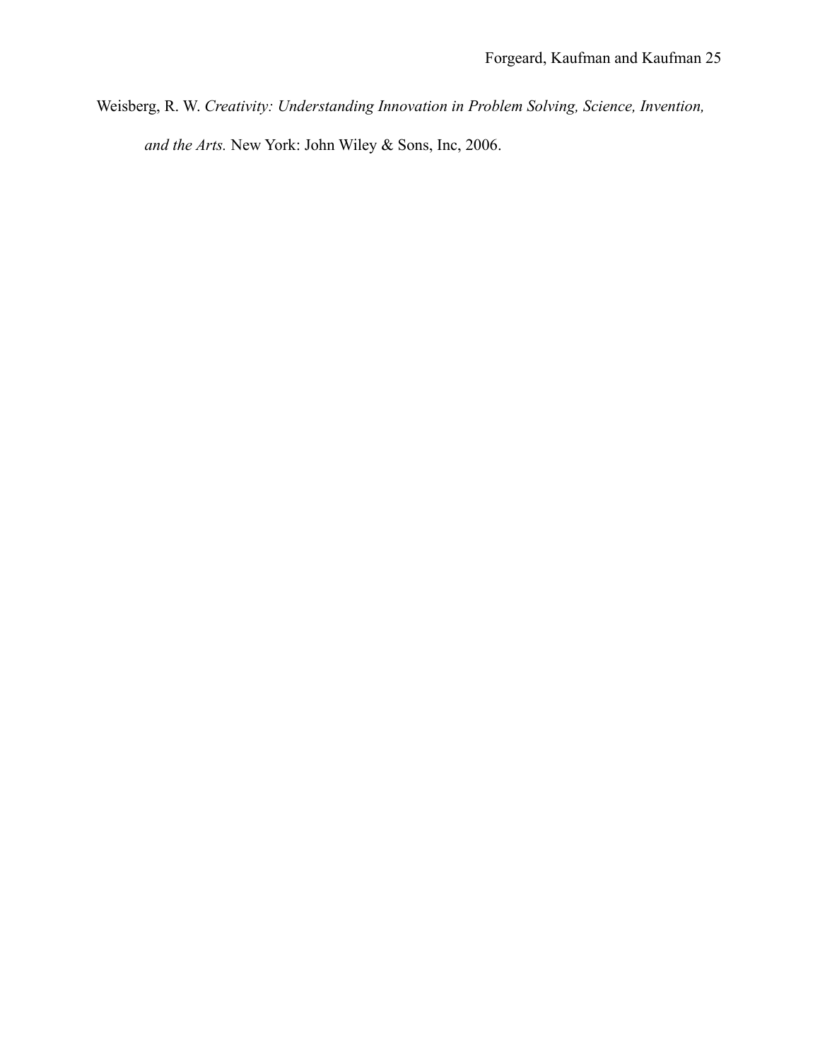Weisberg, R. W. *Creativity: Understanding Innovation in Problem Solving, Science, Invention, and the Arts.* New York: John Wiley & Sons, Inc, 2006.